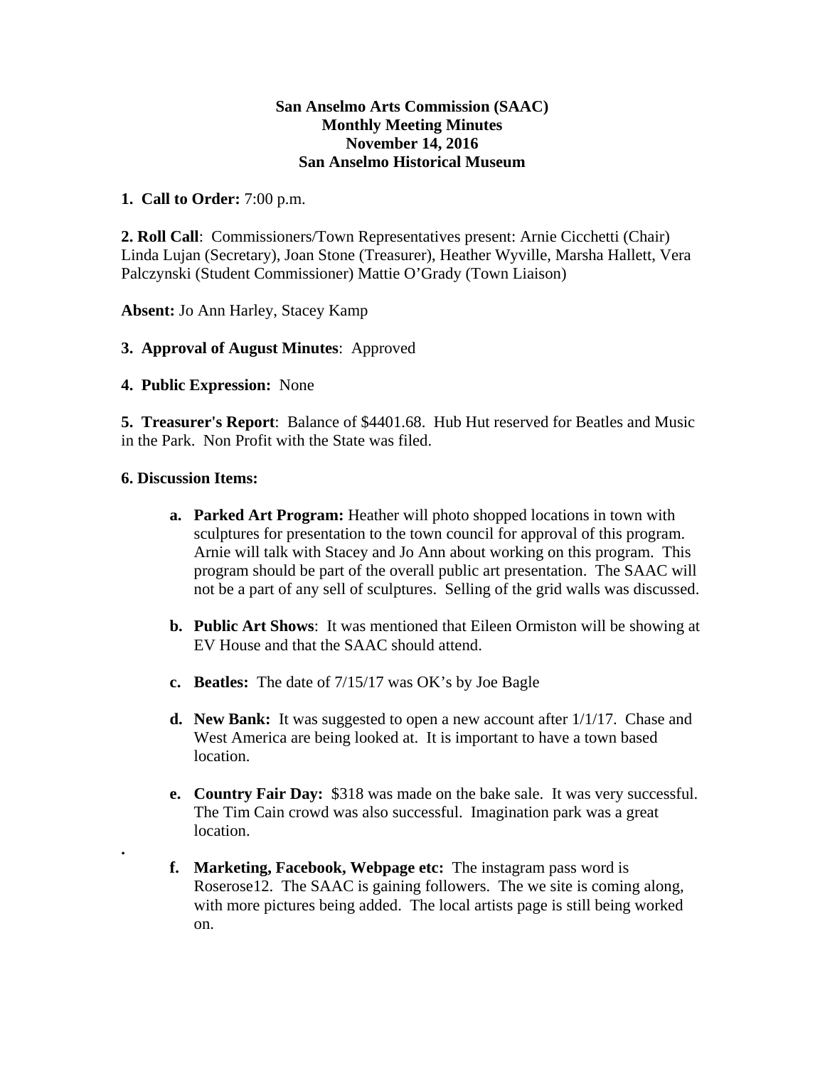**San Anselmo Arts Commission (SAAC)**
**Monthly Meeting Minutes**
**November 14, 2016**
**San Anselmo Historical Museum**

**1. Call to Order:** 7:00 p.m.

**2. Roll Call**: Commissioners/Town Representatives present: Arnie Cicchetti (Chair) Linda Lujan (Secretary), Joan Stone (Treasurer), Heather Wyville, Marsha Hallett, Vera Palczynski (Student Commissioner) Mattie O'Grady (Town Liaison)

**Absent:** Jo Ann Harley, Stacey Kamp

**3. Approval of August Minutes**: Approved

**4. Public Expression:** None

**5. Treasurer's Report**: Balance of $4401.68. Hub Hut reserved for Beatles and Music in the Park. Non Profit with the State was filed.

**6. Discussion Items:**

a. **Parked Art Program:** Heather will photo shopped locations in town with sculptures for presentation to the town council for approval of this program. Arnie will talk with Stacey and Jo Ann about working on this program. This program should be part of the overall public art presentation. The SAAC will not be a part of any sell of sculptures. Selling of the grid walls was discussed.

b. **Public Art Shows**: It was mentioned that Eileen Ormiston will be showing at EV House and that the SAAC should attend.

c. **Beatles:** The date of 7/15/17 was OK's by Joe Bagle

d. **New Bank:** It was suggested to open a new account after 1/1/17. Chase and West America are being looked at. It is important to have a town based location.

e. **Country Fair Day:** $318 was made on the bake sale. It was very successful. The Tim Cain crowd was also successful. Imagination park was a great location.

.

f. **Marketing, Facebook, Webpage etc:** The instagram pass word is Roserose12. The SAAC is gaining followers. The we site is coming along, with more pictures being added. The local artists page is still being worked on.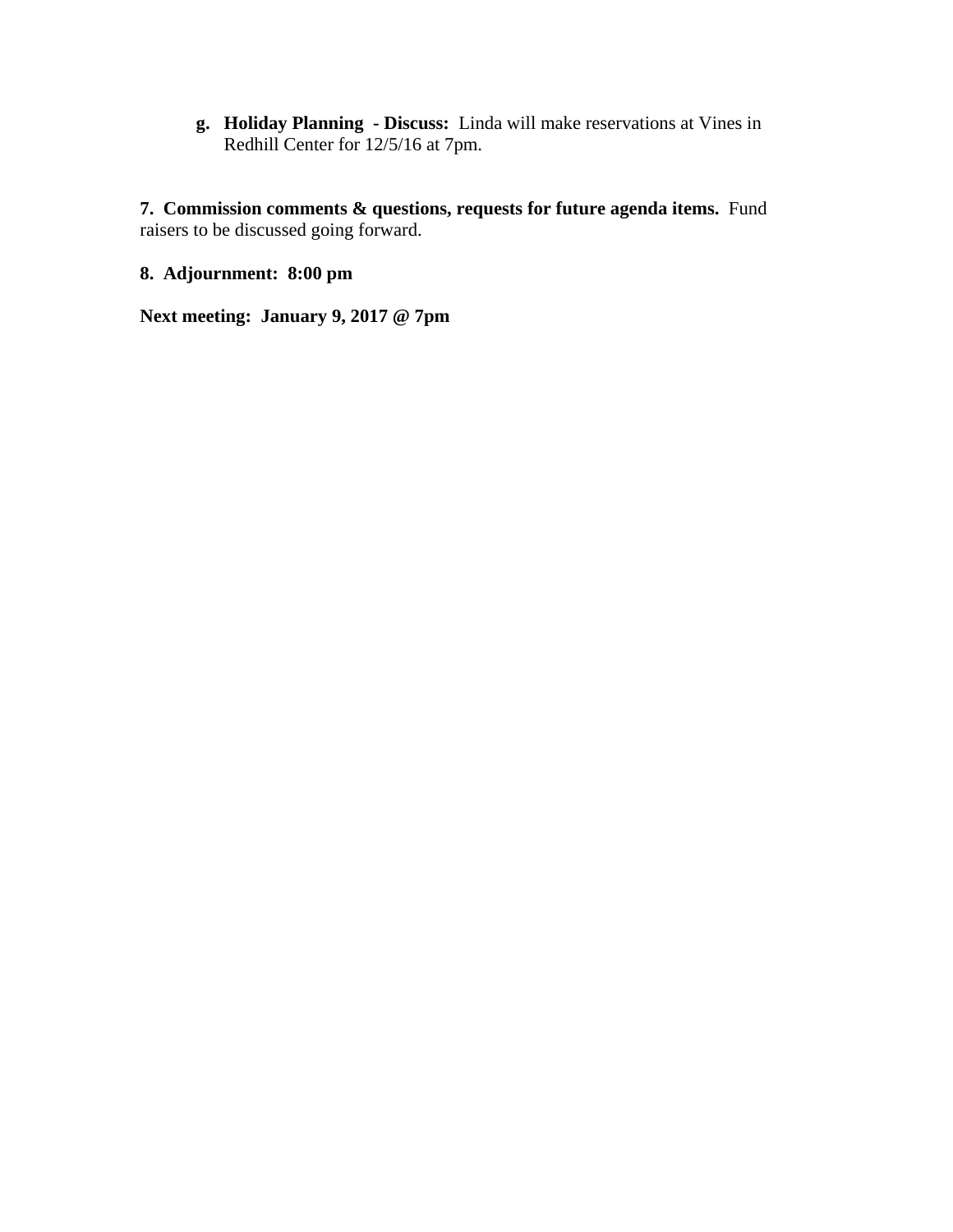g. **Holiday Planning - Discuss:** Linda will make reservations at Vines in Redhill Center for 12/5/16 at 7pm.

**7. Commission comments & questions, requests for future agenda items.** Fund raisers to be discussed going forward.

**8. Adjournment: 8:00 pm**

**Next meeting: January 9, 2017 @ 7pm**